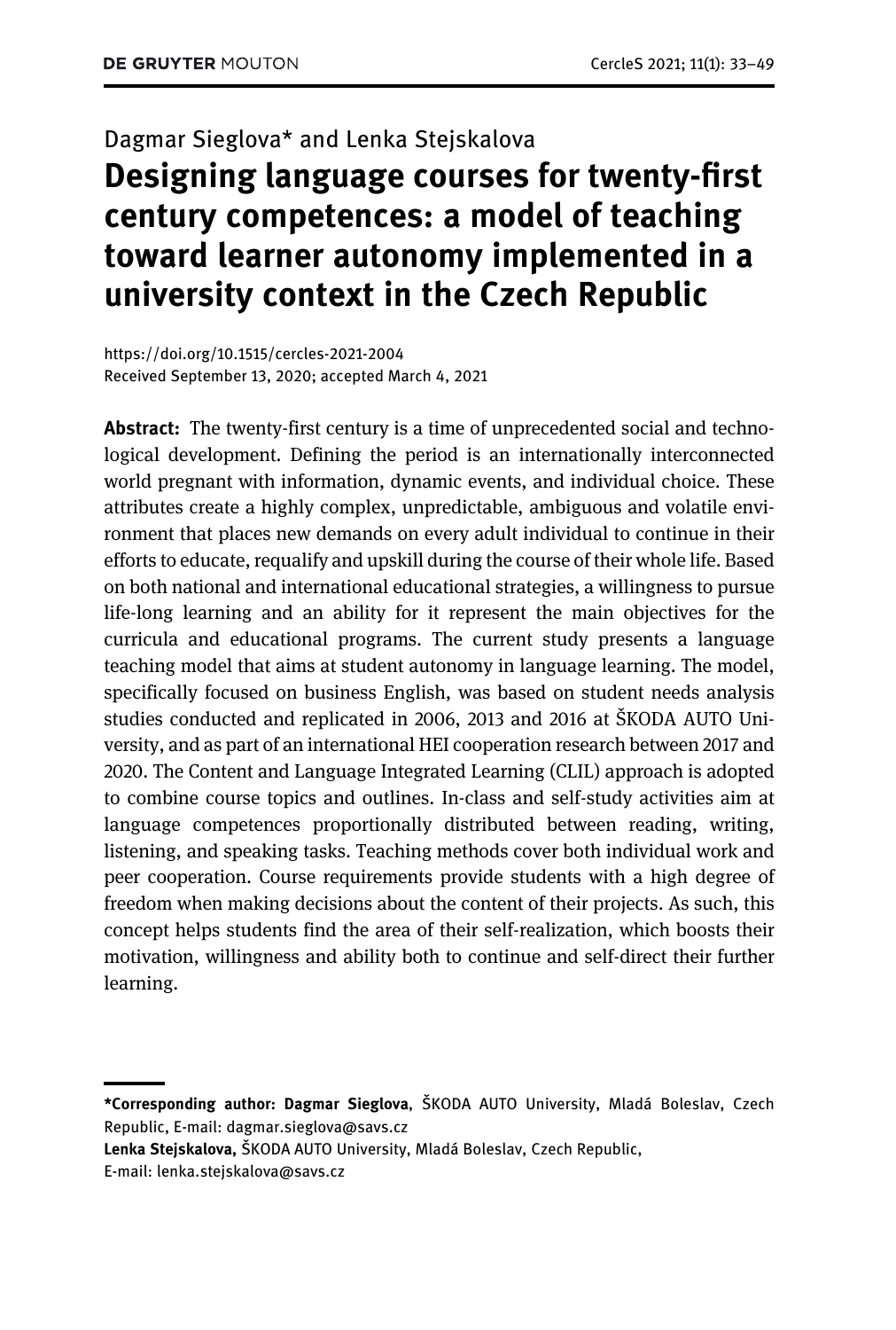Dagmar Sieglova* and Lenka Stejskalova

# Designing language courses for twenty-first century competences: a model of teaching toward learner autonomy implemented in a university context in the Czech Republic

https://doi.org/10.1515/cercles-2021-2004
Received September 13, 2020; accepted March 4, 2021

**Abstract:** The twenty-first century is a time of unprecedented social and technological development. Defining the period is an internationally interconnected world pregnant with information, dynamic events, and individual choice. These attributes create a highly complex, unpredictable, ambiguous and volatile environment that places new demands on every adult individual to continue in their efforts to educate, requalify and upskill during the course of their whole life. Based on both national and international educational strategies, a willingness to pursue life-long learning and an ability for it represent the main objectives for the curricula and educational programs. The current study presents a language teaching model that aims at student autonomy in language learning. The model, specifically focused on business English, was based on student needs analysis studies conducted and replicated in 2006, 2013 and 2016 at ŠKODA AUTO University, and as part of an international HEI cooperation research between 2017 and 2020. The Content and Language Integrated Learning (CLIL) approach is adopted to combine course topics and outlines. In-class and self-study activities aim at language competences proportionally distributed between reading, writing, listening, and speaking tasks. Teaching methods cover both individual work and peer cooperation. Course requirements provide students with a high degree of freedom when making decisions about the content of their projects. As such, this concept helps students find the area of their self-realization, which boosts their motivation, willingness and ability both to continue and self-direct their further learning.

---

***Corresponding author: Dagmar Sieglova**, ŠKODA AUTO University, Mladá Boleslav, Czech Republic, E-mail: dagmar.sieglova@savs.cz
**Lenka Stejskalova,** ŠKODA AUTO University, Mladá Boleslav, Czech Republic, E-mail: lenka.stejskalova@savs.cz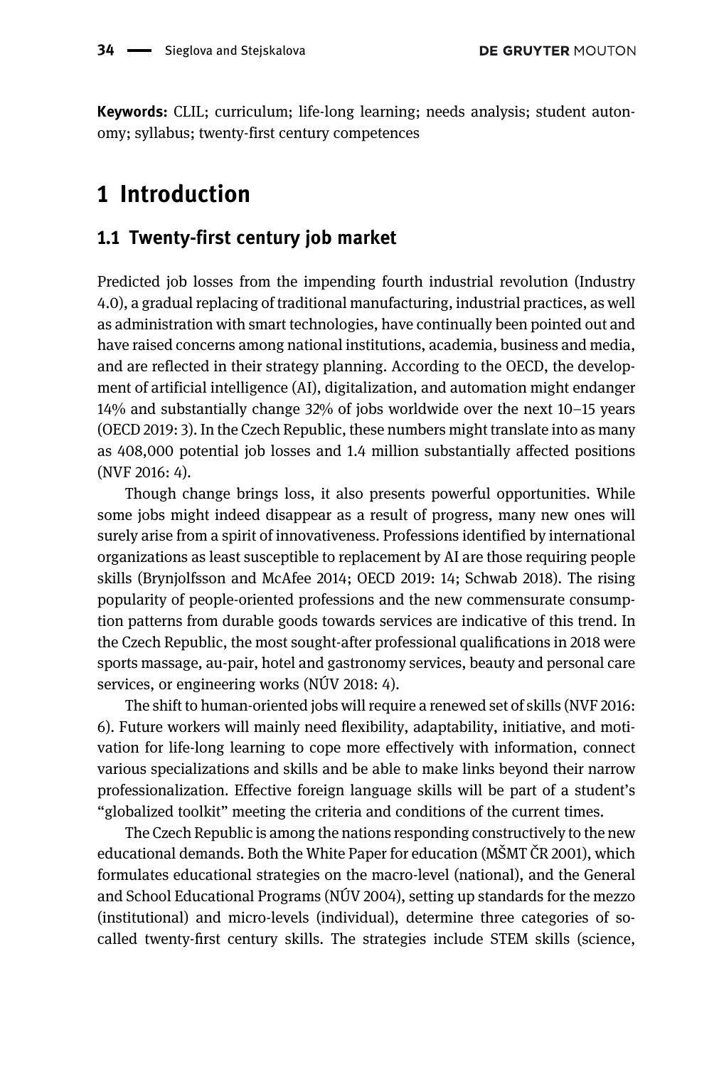**Keywords:** CLIL; curriculum; life-long learning; needs analysis; student autonomy; syllabus; twenty-first century competences

# 1 Introduction

## 1.1 Twenty-first century job market

Predicted job losses from the impending fourth industrial revolution (Industry 4.0), a gradual replacing of traditional manufacturing, industrial practices, as well as administration with smart technologies, have continually been pointed out and have raised concerns among national institutions, academia, business and media, and are reflected in their strategy planning. According to the OECD, the development of artificial intelligence (AI), digitalization, and automation might endanger 14% and substantially change 32% of jobs worldwide over the next 10–15 years (OECD 2019: 3). In the Czech Republic, these numbers might translate into as many as 408,000 potential job losses and 1.4 million substantially affected positions (NVF 2016: 4).

Though change brings loss, it also presents powerful opportunities. While some jobs might indeed disappear as a result of progress, many new ones will surely arise from a spirit of innovativeness. Professions identified by international organizations as least susceptible to replacement by AI are those requiring people skills (Brynjolfsson and McAfee 2014; OECD 2019: 14; Schwab 2018). The rising popularity of people-oriented professions and the new commensurate consumption patterns from durable goods towards services are indicative of this trend. In the Czech Republic, the most sought-after professional qualifications in 2018 were sports massage, au-pair, hotel and gastronomy services, beauty and personal care services, or engineering works (NÚV 2018: 4).

The shift to human-oriented jobs will require a renewed set of skills (NVF 2016: 6). Future workers will mainly need flexibility, adaptability, initiative, and motivation for life-long learning to cope more effectively with information, connect various specializations and skills and be able to make links beyond their narrow professionalization. Effective foreign language skills will be part of a student's "globalized toolkit" meeting the criteria and conditions of the current times.

The Czech Republic is among the nations responding constructively to the new educational demands. Both the White Paper for education (MŠMT ČR 2001), which formulates educational strategies on the macro-level (national), and the General and School Educational Programs (NÚV 2004), setting up standards for the mezzo (institutional) and micro-levels (individual), determine three categories of so-called twenty-first century skills. The strategies include STEM skills (science,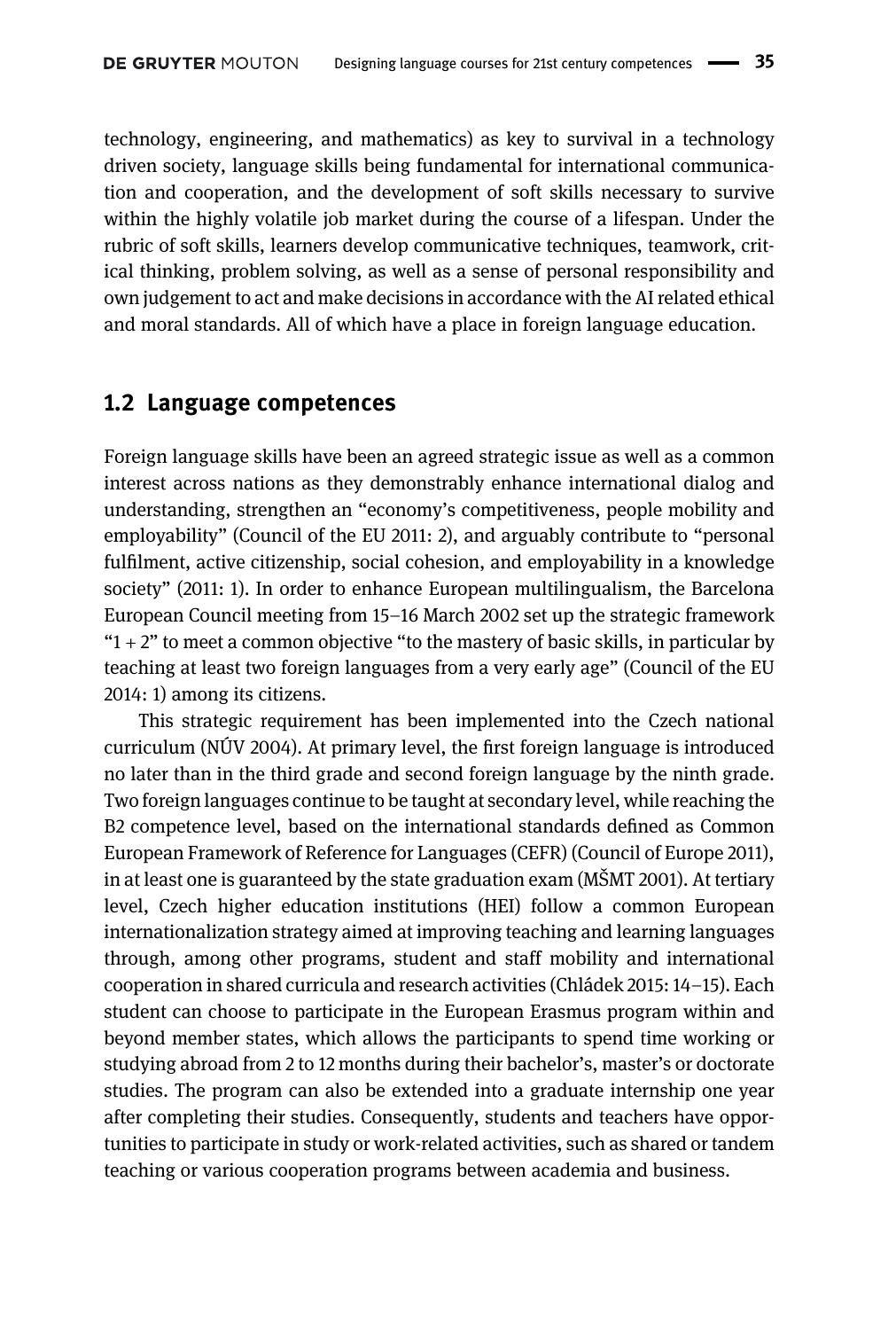technology, engineering, and mathematics) as key to survival in a technology driven society, language skills being fundamental for international communication and cooperation, and the development of soft skills necessary to survive within the highly volatile job market during the course of a lifespan. Under the rubric of soft skills, learners develop communicative techniques, teamwork, critical thinking, problem solving, as well as a sense of personal responsibility and own judgement to act and make decisions in accordance with the AI related ethical and moral standards. All of which have a place in foreign language education.

## 1.2 Language competences

Foreign language skills have been an agreed strategic issue as well as a common interest across nations as they demonstrably enhance international dialog and understanding, strengthen an "economy's competitiveness, people mobility and employability" (Council of the EU 2011: 2), and arguably contribute to "personal fulfilment, active citizenship, social cohesion, and employability in a knowledge society" (2011: 1). In order to enhance European multilingualism, the Barcelona European Council meeting from 15–16 March 2002 set up the strategic framework "1 + 2" to meet a common objective "to the mastery of basic skills, in particular by teaching at least two foreign languages from a very early age" (Council of the EU 2014: 1) among its citizens.

This strategic requirement has been implemented into the Czech national curriculum (NÚV 2004). At primary level, the first foreign language is introduced no later than in the third grade and second foreign language by the ninth grade. Two foreign languages continue to be taught at secondary level, while reaching the B2 competence level, based on the international standards defined as Common European Framework of Reference for Languages (CEFR) (Council of Europe 2011), in at least one is guaranteed by the state graduation exam (MŠMT 2001). At tertiary level, Czech higher education institutions (HEI) follow a common European internationalization strategy aimed at improving teaching and learning languages through, among other programs, student and staff mobility and international cooperation in shared curricula and research activities (Chládek 2015: 14–15). Each student can choose to participate in the European Erasmus program within and beyond member states, which allows the participants to spend time working or studying abroad from 2 to 12 months during their bachelor's, master's or doctorate studies. The program can also be extended into a graduate internship one year after completing their studies. Consequently, students and teachers have opportunities to participate in study or work-related activities, such as shared or tandem teaching or various cooperation programs between academia and business.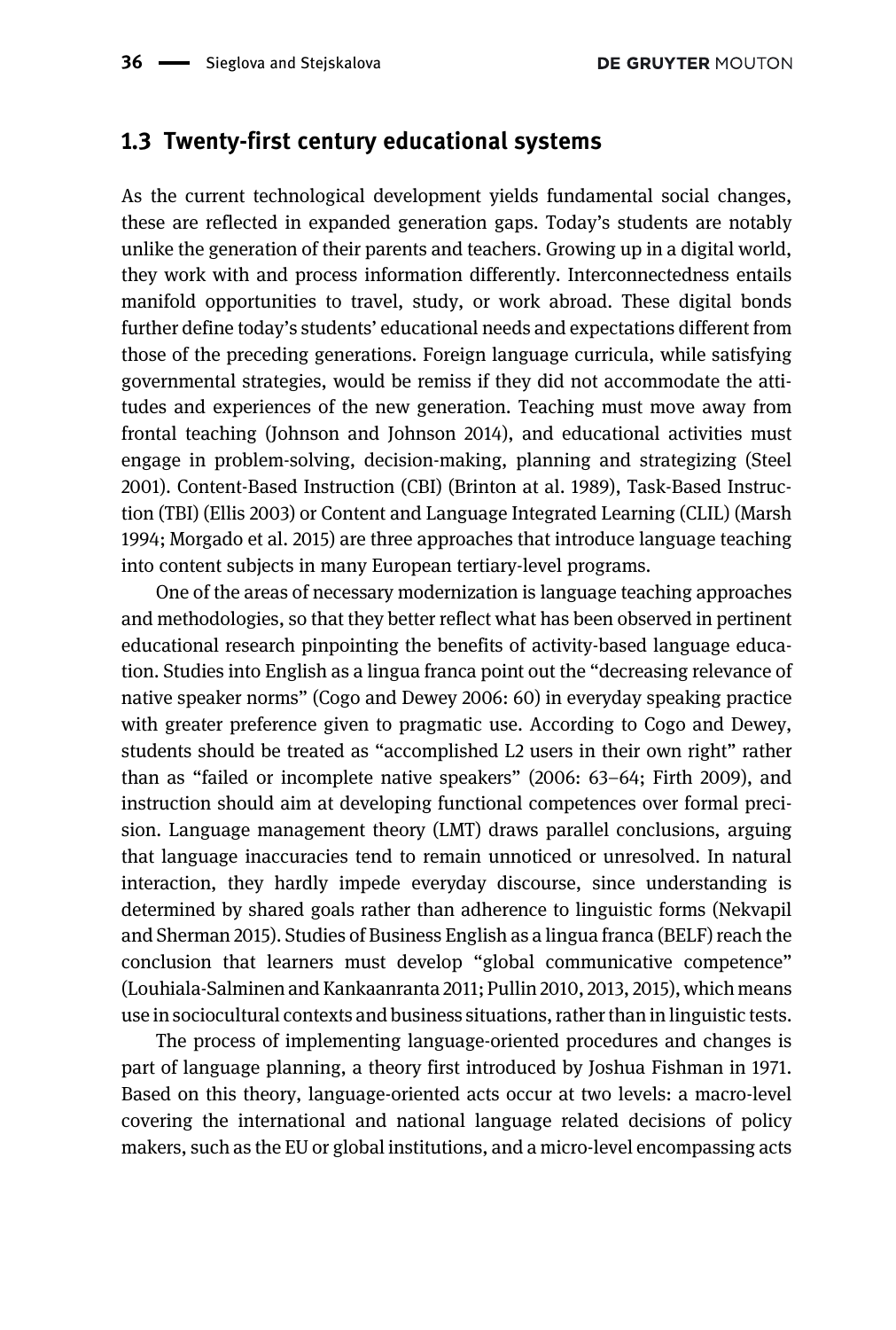### 1.3 Twenty-first century educational systems

As the current technological development yields fundamental social changes, these are reflected in expanded generation gaps. Today's students are notably unlike the generation of their parents and teachers. Growing up in a digital world, they work with and process information differently. Interconnectedness entails manifold opportunities to travel, study, or work abroad. These digital bonds further define today's students' educational needs and expectations different from those of the preceding generations. Foreign language curricula, while satisfying governmental strategies, would be remiss if they did not accommodate the attitudes and experiences of the new generation. Teaching must move away from frontal teaching (Johnson and Johnson 2014), and educational activities must engage in problem-solving, decision-making, planning and strategizing (Steel 2001). Content-Based Instruction (CBI) (Brinton at al. 1989), Task-Based Instruction (TBI) (Ellis 2003) or Content and Language Integrated Learning (CLIL) (Marsh 1994; Morgado et al. 2015) are three approaches that introduce language teaching into content subjects in many European tertiary-level programs.

One of the areas of necessary modernization is language teaching approaches and methodologies, so that they better reflect what has been observed in pertinent educational research pinpointing the benefits of activity-based language education. Studies into English as a lingua franca point out the "decreasing relevance of native speaker norms" (Cogo and Dewey 2006: 60) in everyday speaking practice with greater preference given to pragmatic use. According to Cogo and Dewey, students should be treated as "accomplished L2 users in their own right" rather than as "failed or incomplete native speakers" (2006: 63–64; Firth 2009), and instruction should aim at developing functional competences over formal precision. Language management theory (LMT) draws parallel conclusions, arguing that language inaccuracies tend to remain unnoticed or unresolved. In natural interaction, they hardly impede everyday discourse, since understanding is determined by shared goals rather than adherence to linguistic forms (Nekvapil and Sherman 2015). Studies of Business English as a lingua franca (BELF) reach the conclusion that learners must develop "global communicative competence" (Louhiala-Salminen and Kankaanranta 2011; Pullin 2010, 2013, 2015), which means use in sociocultural contexts and business situations, rather than in linguistic tests.

The process of implementing language-oriented procedures and changes is part of language planning, a theory first introduced by Joshua Fishman in 1971. Based on this theory, language-oriented acts occur at two levels: a macro-level covering the international and national language related decisions of policy makers, such as the EU or global institutions, and a micro-level encompassing acts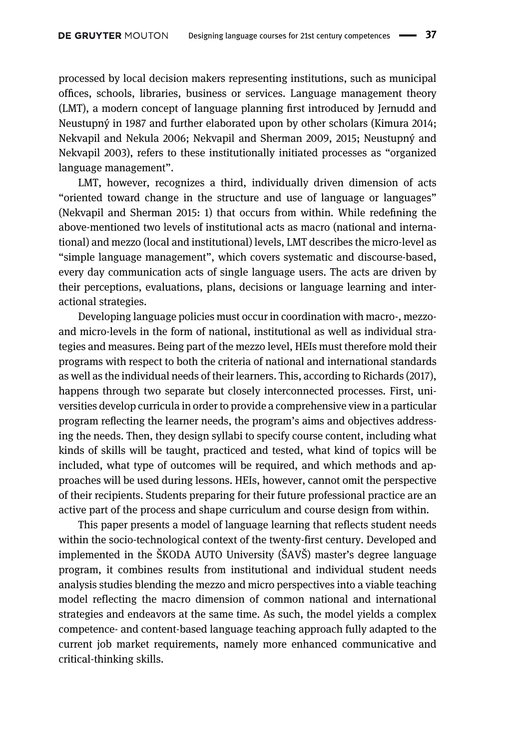processed by local decision makers representing institutions, such as municipal offices, schools, libraries, business or services. Language management theory (LMT), a modern concept of language planning first introduced by Jernudd and Neustupný in 1987 and further elaborated upon by other scholars (Kimura 2014; Nekvapil and Nekula 2006; Nekvapil and Sherman 2009, 2015; Neustupný and Nekvapil 2003), refers to these institutionally initiated processes as "organized language management".

LMT, however, recognizes a third, individually driven dimension of acts "oriented toward change in the structure and use of language or languages" (Nekvapil and Sherman 2015: 1) that occurs from within. While redefining the above-mentioned two levels of institutional acts as macro (national and international) and mezzo (local and institutional) levels, LMT describes the micro-level as "simple language management", which covers systematic and discourse-based, every day communication acts of single language users. The acts are driven by their perceptions, evaluations, plans, decisions or language learning and interactional strategies.

Developing language policies must occur in coordination with macro-, mezzo- and micro-levels in the form of national, institutional as well as individual strategies and measures. Being part of the mezzo level, HEIs must therefore mold their programs with respect to both the criteria of national and international standards as well as the individual needs of their learners. This, according to Richards (2017), happens through two separate but closely interconnected processes. First, universities develop curricula in order to provide a comprehensive view in a particular program reflecting the learner needs, the program's aims and objectives addressing the needs. Then, they design syllabi to specify course content, including what kinds of skills will be taught, practiced and tested, what kind of topics will be included, what type of outcomes will be required, and which methods and approaches will be used during lessons. HEIs, however, cannot omit the perspective of their recipients. Students preparing for their future professional practice are an active part of the process and shape curriculum and course design from within.

This paper presents a model of language learning that reflects student needs within the socio-technological context of the twenty-first century. Developed and implemented in the ŠKODA AUTO University (ŠAVŠ) master's degree language program, it combines results from institutional and individual student needs analysis studies blending the mezzo and micro perspectives into a viable teaching model reflecting the macro dimension of common national and international strategies and endeavors at the same time. As such, the model yields a complex competence- and content-based language teaching approach fully adapted to the current job market requirements, namely more enhanced communicative and critical-thinking skills.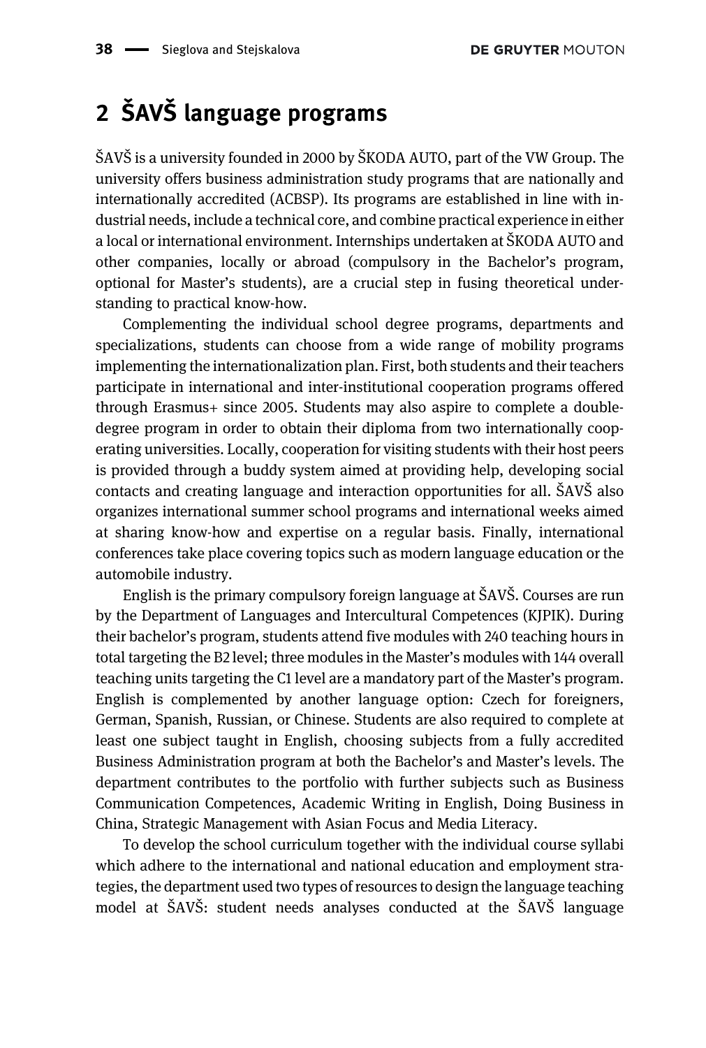## 2 ŠAVŠ language programs

ŠAVŠ is a university founded in 2000 by ŠKODA AUTO, part of the VW Group. The university offers business administration study programs that are nationally and internationally accredited (ACBSP). Its programs are established in line with industrial needs, include a technical core, and combine practical experience in either a local or international environment. Internships undertaken at ŠKODA AUTO and other companies, locally or abroad (compulsory in the Bachelor's program, optional for Master's students), are a crucial step in fusing theoretical understanding to practical know-how.

Complementing the individual school degree programs, departments and specializations, students can choose from a wide range of mobility programs implementing the internationalization plan. First, both students and their teachers participate in international and inter-institutional cooperation programs offered through Erasmus+ since 2005. Students may also aspire to complete a double-degree program in order to obtain their diploma from two internationally cooperating universities. Locally, cooperation for visiting students with their host peers is provided through a buddy system aimed at providing help, developing social contacts and creating language and interaction opportunities for all. ŠAVŠ also organizes international summer school programs and international weeks aimed at sharing know-how and expertise on a regular basis. Finally, international conferences take place covering topics such as modern language education or the automobile industry.

English is the primary compulsory foreign language at ŠAVŠ. Courses are run by the Department of Languages and Intercultural Competences (KJPIK). During their bachelor's program, students attend five modules with 240 teaching hours in total targeting the B2 level; three modules in the Master's modules with 144 overall teaching units targeting the C1 level are a mandatory part of the Master's program. English is complemented by another language option: Czech for foreigners, German, Spanish, Russian, or Chinese. Students are also required to complete at least one subject taught in English, choosing subjects from a fully accredited Business Administration program at both the Bachelor's and Master's levels. The department contributes to the portfolio with further subjects such as Business Communication Competences, Academic Writing in English, Doing Business in China, Strategic Management with Asian Focus and Media Literacy.

To develop the school curriculum together with the individual course syllabi which adhere to the international and national education and employment strategies, the department used two types of resources to design the language teaching model at ŠAVŠ: student needs analyses conducted at the ŠAVŠ language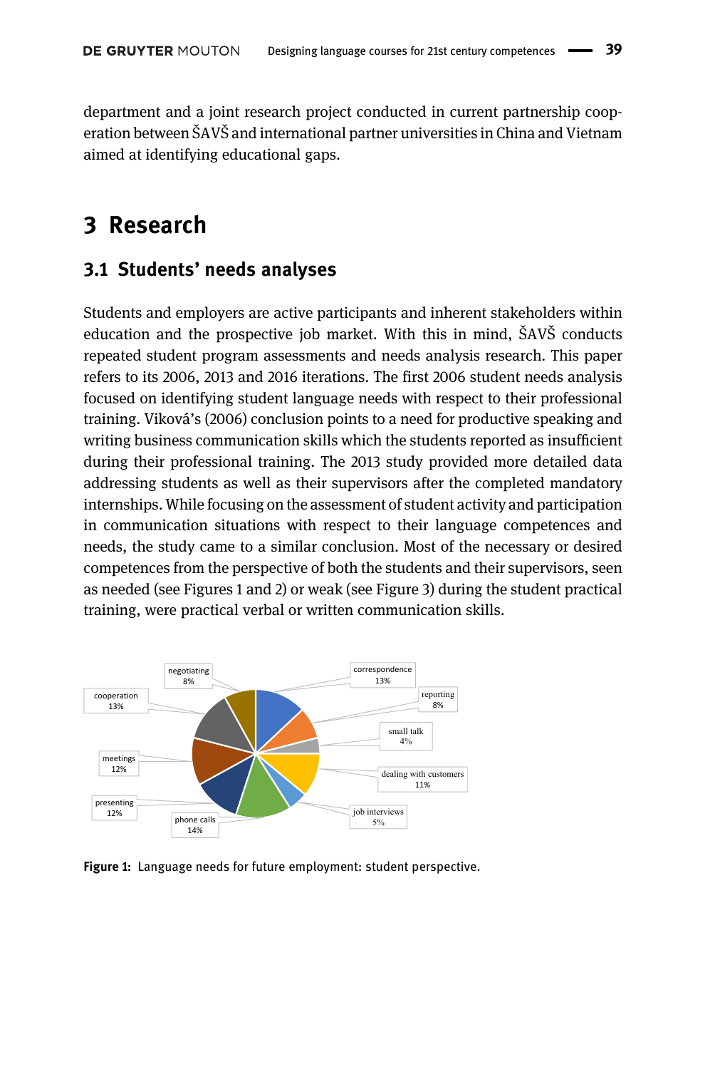department and a joint research project conducted in current partnership cooperation between ŠAVŠ and international partner universities in China and Vietnam aimed at identifying educational gaps.

# 3 Research

## 3.1 Students' needs analyses

Students and employers are active participants and inherent stakeholders within education and the prospective job market. With this in mind, ŠAVŠ conducts repeated student program assessments and needs analysis research. This paper refers to its 2006, 2013 and 2016 iterations. The first 2006 student needs analysis focused on identifying student language needs with respect to their professional training. Viková's (2006) conclusion points to a need for productive speaking and writing business communication skills which the students reported as insufficient during their professional training. The 2013 study provided more detailed data addressing students as well as their supervisors after the completed mandatory internships. While focusing on the assessment of student activity and participation in communication situations with respect to their language competences and needs, the study came to a similar conclusion. Most of the necessary or desired competences from the perspective of both the students and their supervisors, seen as needed (see Figures 1 and 2) or weak (see Figure 3) during the student practical training, were practical verbal or written communication skills.

| Category | Share |
|---|---|
| correspondence | 13% |
| reporting | 8% |
| small talk | 4% |
| dealing with customers | 11% |
| job interviews | 5% |
| phone calls | 14% |
| presenting | 12% |
| meetings | 12% |
| cooperation | 13% |
| negotiating | 8% |

**Figure 1:** Language needs for future employment: student perspective.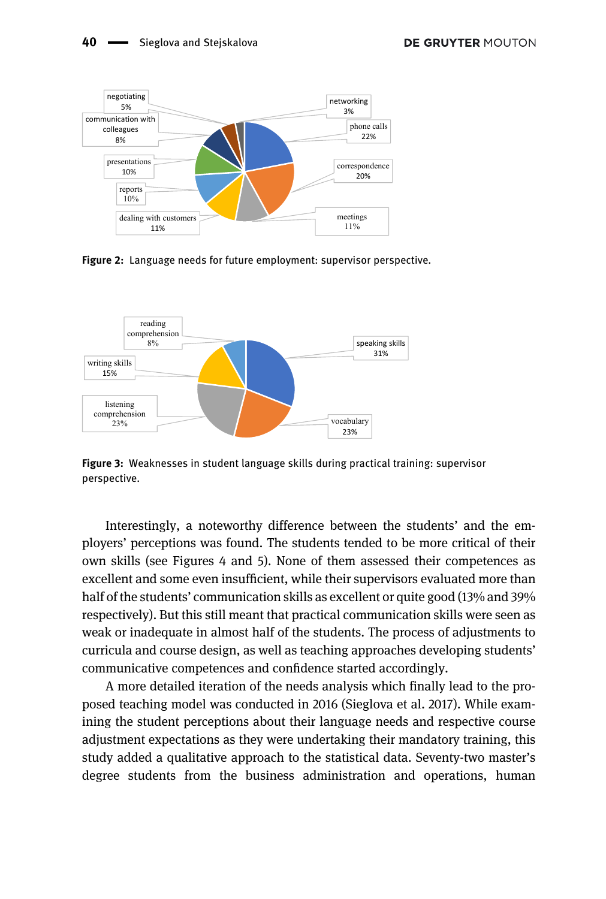Figure 2: Language needs for future employment: supervisor perspective.

Figure 3: Weaknesses in student language skills during practical training: supervisor perspective.

Interestingly, a noteworthy difference between the students' and the employers' perceptions was found. The students tended to be more critical of their own skills (see Figures 4 and 5). None of them assessed their competences as excellent and some even insufficient, while their supervisors evaluated more than half of the students' communication skills as excellent or quite good (13% and 39% respectively). But this still meant that practical communication skills were seen as weak or inadequate in almost half of the students. The process of adjustments to curricula and course design, as well as teaching approaches developing students' communicative competences and confidence started accordingly.

A more detailed iteration of the needs analysis which finally lead to the proposed teaching model was conducted in 2016 (Sieglova et al. 2017). While examining the student perceptions about their language needs and respective course adjustment expectations as they were undertaking their mandatory training, this study added a qualitative approach to the statistical data. Seventy-two master's degree students from the business administration and operations, human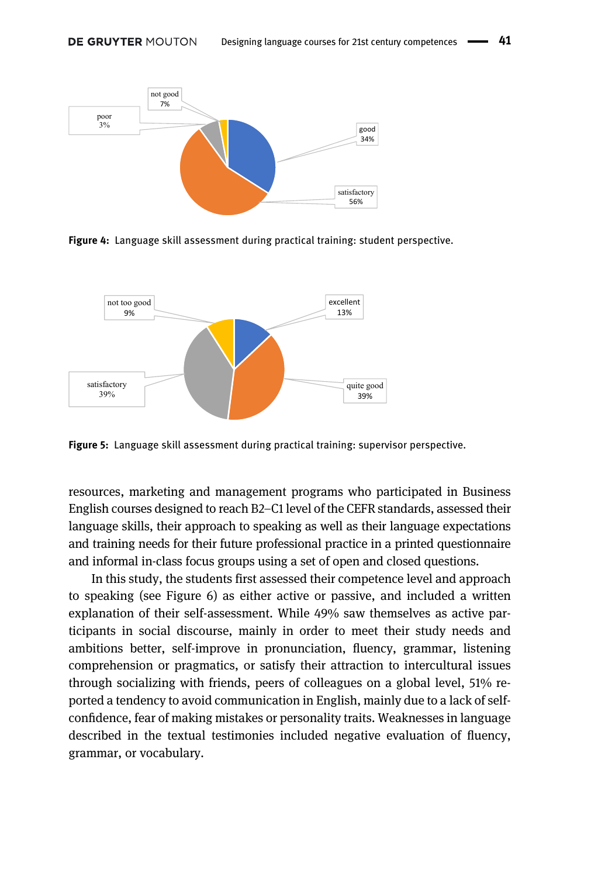Figure 4: Language skill assessment during practical training: student perspective.

Figure 5: Language skill assessment during practical training: supervisor perspective.

resources, marketing and management programs who participated in Business English courses designed to reach B2–C1 level of the CEFR standards, assessed their language skills, their approach to speaking as well as their language expectations and training needs for their future professional practice in a printed questionnaire and informal in-class focus groups using a set of open and closed questions.

In this study, the students first assessed their competence level and approach to speaking (see Figure 6) as either active or passive, and included a written explanation of their self-assessment. While 49% saw themselves as active participants in social discourse, mainly in order to meet their study needs and ambitions better, self-improve in pronunciation, fluency, grammar, listening comprehension or pragmatics, or satisfy their attraction to intercultural issues through socializing with friends, peers of colleagues on a global level, 51% reported a tendency to avoid communication in English, mainly due to a lack of self-confidence, fear of making mistakes or personality traits. Weaknesses in language described in the textual testimonies included negative evaluation of fluency, grammar, or vocabulary.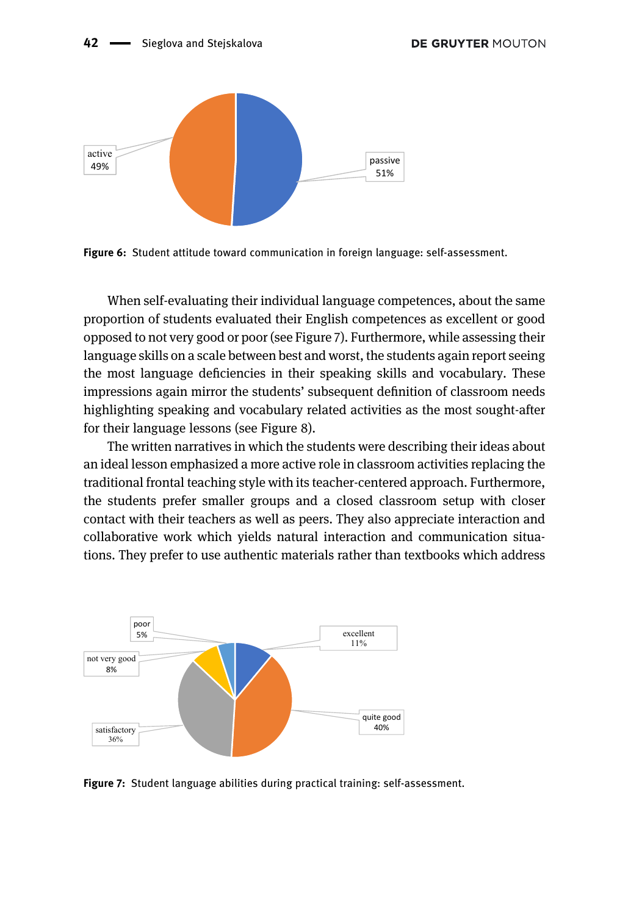Figure 6: Student attitude toward communication in foreign language: self-assessment.

When self-evaluating their individual language competences, about the same proportion of students evaluated their English competences as excellent or good opposed to not very good or poor (see Figure 7). Furthermore, while assessing their language skills on a scale between best and worst, the students again report seeing the most language deficiencies in their speaking skills and vocabulary. These impressions again mirror the students' subsequent definition of classroom needs highlighting speaking and vocabulary related activities as the most sought-after for their language lessons (see Figure 8).

The written narratives in which the students were describing their ideas about an ideal lesson emphasized a more active role in classroom activities replacing the traditional frontal teaching style with its teacher-centered approach. Furthermore, the students prefer smaller groups and a closed classroom setup with closer contact with their teachers as well as peers. They also appreciate interaction and collaborative work which yields natural interaction and communication situations. They prefer to use authentic materials rather than textbooks which address

Figure 7: Student language abilities during practical training: self-assessment.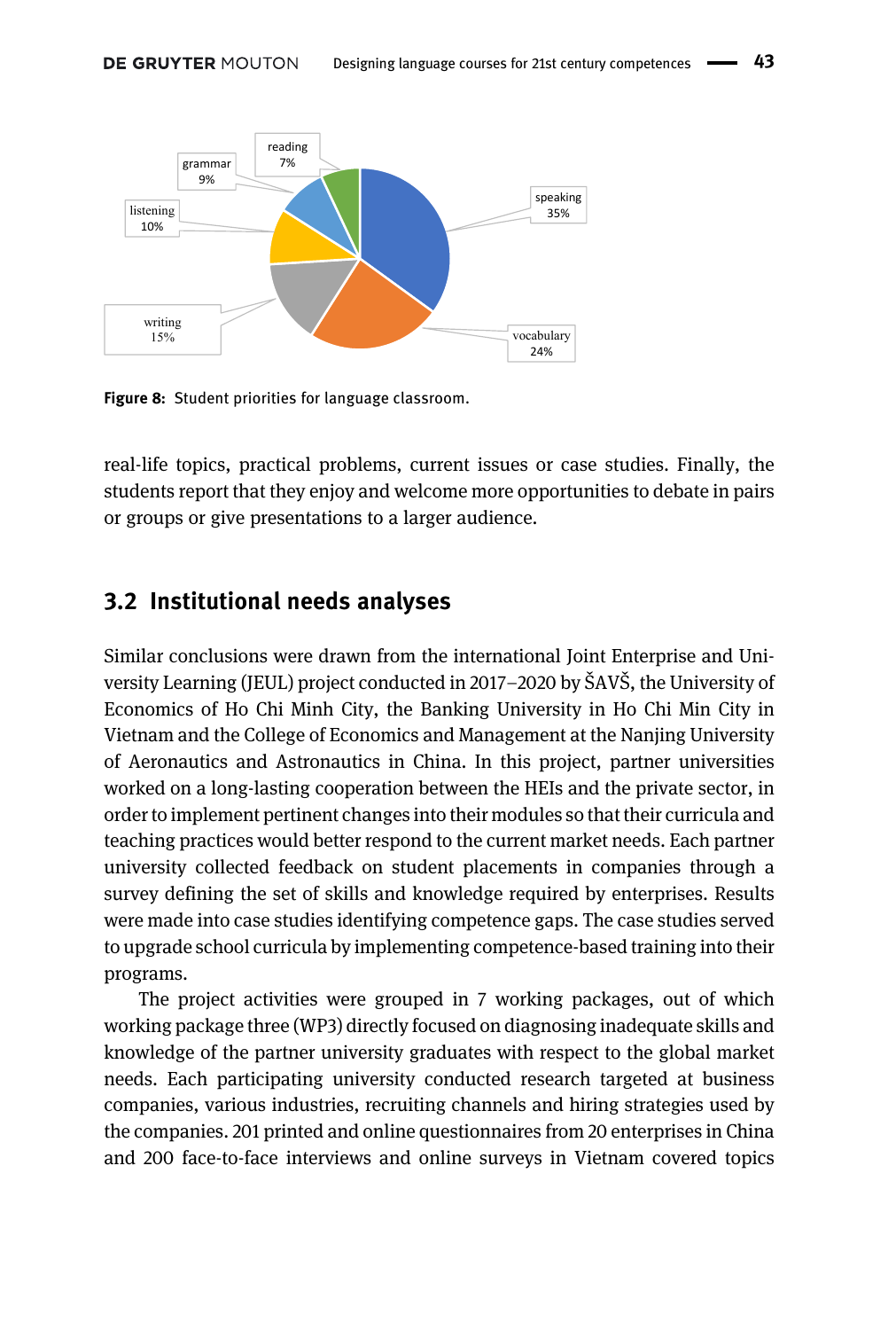Figure 8: Student priorities for language classroom.

real-life topics, practical problems, current issues or case studies. Finally, the students report that they enjoy and welcome more opportunities to debate in pairs or groups or give presentations to a larger audience.

## 3.2 Institutional needs analyses

Similar conclusions were drawn from the international Joint Enterprise and University Learning (JEUL) project conducted in 2017–2020 by ŠAVŠ, the University of Economics of Ho Chi Minh City, the Banking University in Ho Chi Min City in Vietnam and the College of Economics and Management at the Nanjing University of Aeronautics and Astronautics in China. In this project, partner universities worked on a long-lasting cooperation between the HEIs and the private sector, in order to implement pertinent changes into their modules so that their curricula and teaching practices would better respond to the current market needs. Each partner university collected feedback on student placements in companies through a survey defining the set of skills and knowledge required by enterprises. Results were made into case studies identifying competence gaps. The case studies served to upgrade school curricula by implementing competence-based training into their programs.

The project activities were grouped in 7 working packages, out of which working package three (WP3) directly focused on diagnosing inadequate skills and knowledge of the partner university graduates with respect to the global market needs. Each participating university conducted research targeted at business companies, various industries, recruiting channels and hiring strategies used by the companies. 201 printed and online questionnaires from 20 enterprises in China and 200 face-to-face interviews and online surveys in Vietnam covered topics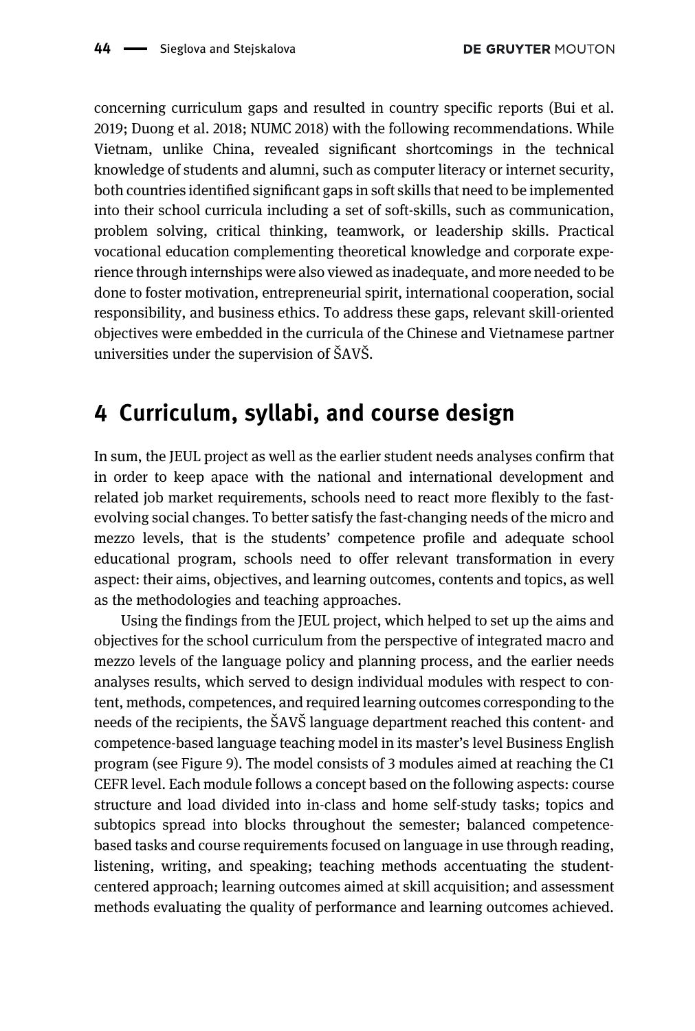concerning curriculum gaps and resulted in country specific reports (Bui et al. 2019; Duong et al. 2018; NUMC 2018) with the following recommendations. While Vietnam, unlike China, revealed significant shortcomings in the technical knowledge of students and alumni, such as computer literacy or internet security, both countries identified significant gaps in soft skills that need to be implemented into their school curricula including a set of soft-skills, such as communication, problem solving, critical thinking, teamwork, or leadership skills. Practical vocational education complementing theoretical knowledge and corporate experience through internships were also viewed as inadequate, and more needed to be done to foster motivation, entrepreneurial spirit, international cooperation, social responsibility, and business ethics. To address these gaps, relevant skill-oriented objectives were embedded in the curricula of the Chinese and Vietnamese partner universities under the supervision of ŠAVŠ.

## 4 Curriculum, syllabi, and course design

In sum, the JEUL project as well as the earlier student needs analyses confirm that in order to keep apace with the national and international development and related job market requirements, schools need to react more flexibly to the fast-evolving social changes. To better satisfy the fast-changing needs of the micro and mezzo levels, that is the students' competence profile and adequate school educational program, schools need to offer relevant transformation in every aspect: their aims, objectives, and learning outcomes, contents and topics, as well as the methodologies and teaching approaches.

Using the findings from the JEUL project, which helped to set up the aims and objectives for the school curriculum from the perspective of integrated macro and mezzo levels of the language policy and planning process, and the earlier needs analyses results, which served to design individual modules with respect to content, methods, competences, and required learning outcomes corresponding to the needs of the recipients, the ŠAVŠ language department reached this content- and competence-based language teaching model in its master's level Business English program (see Figure 9). The model consists of 3 modules aimed at reaching the C1 CEFR level. Each module follows a concept based on the following aspects: course structure and load divided into in-class and home self-study tasks; topics and subtopics spread into blocks throughout the semester; balanced competence-based tasks and course requirements focused on language in use through reading, listening, writing, and speaking; teaching methods accentuating the student-centered approach; learning outcomes aimed at skill acquisition; and assessment methods evaluating the quality of performance and learning outcomes achieved.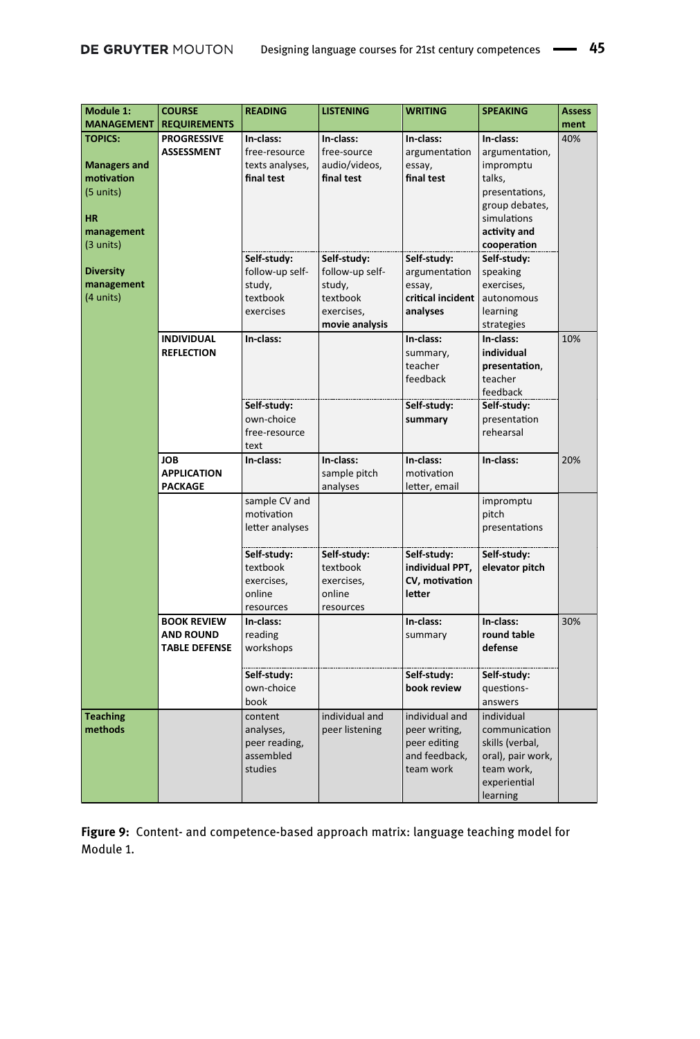| Module 1: MANAGEMENT | COURSE REQUIREMENTS | READING | LISTENING | WRITING | SPEAKING | Assessment |
|---|---|---|---|---|---|---|
| **TOPICS:**<br><br>**Managers and motivation** (5 units)<br><br>**HR management** (3 units)<br><br>**Diversity management** (4 units) | **PROGRESSIVE ASSESSMENT** | **In-class:** free-resource texts analyses, **final test** | **In-class:** free-source audio/videos, **final test** | **In-class:** argumentation essay, **final test** | **In-class:** argumentation, impromptu talks, presentations, group debates, simulations **activity and cooperation** | 40% |
| | | **Self-study:** follow-up self-study, textbook exercises | **Self-study:** follow-up self-study, textbook exercises, **movie analysis** | **Self-study:** argumentation essay, **critical incident analyses** | **Self-study:** speaking exercises, autonomous learning strategies | |
| | **INDIVIDUAL REFLECTION** | **In-class:** | | **In-class:** summary, teacher feedback | **In-class:** **individual presentation**, teacher feedback | 10% |
| | | **Self-study:** own-choice free-resource text | | **Self-study:** **summary** | **Self-study:** presentation rehearsal | |
| | **JOB APPLICATION PACKAGE** | **In-class:** | **In-class:** sample pitch analyses | **In-class:** motivation letter, email | **In-class:** | 20% |
| | | sample CV and motivation letter analyses | | | impromptu pitch presentations | |
| | | **Self-study:** textbook exercises, online resources | **Self-study:** textbook exercises, online resources | **Self-study:** **individual PPT, CV, motivation letter** | **Self-study:** **elevator pitch** | |
| | **BOOK REVIEW AND ROUND TABLE DEFENSE** | **In-class:** reading workshops | | **In-class:** summary | **In-class:** **round table defense** | 30% |
| | | **Self-study:** own-choice book | | **Self-study:** **book review** | **Self-study:** questions-answers | |
| **Teaching methods** | | content analyses, peer reading, assembled studies | individual and peer listening | individual and peer writing, peer editing and feedback, team work | individual communication skills (verbal, oral), pair work, team work, experiential learning | |

**Figure 9:** Content- and competence-based approach matrix: language teaching model for Module 1.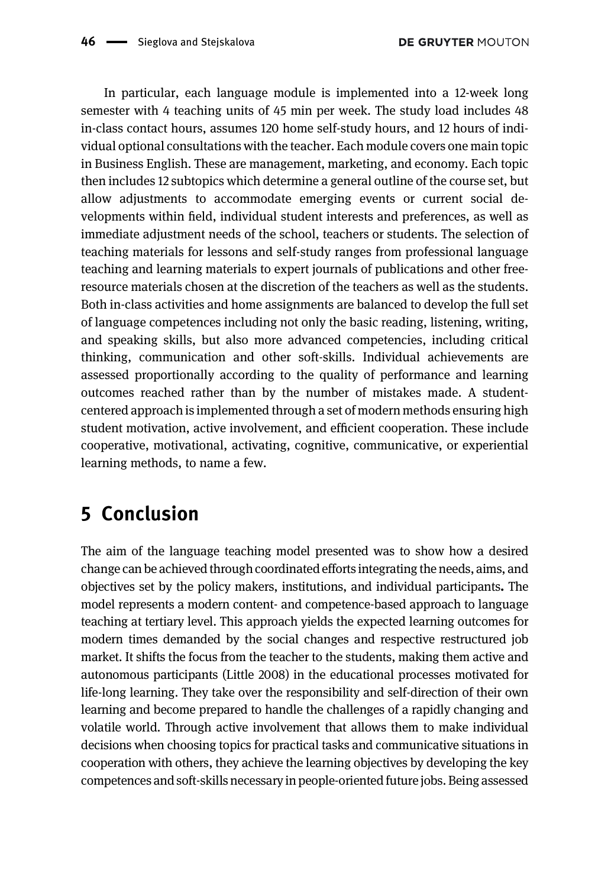In particular, each language module is implemented into a 12-week long semester with 4 teaching units of 45 min per week. The study load includes 48 in-class contact hours, assumes 120 home self-study hours, and 12 hours of individual optional consultations with the teacher. Each module covers one main topic in Business English. These are management, marketing, and economy. Each topic then includes 12 subtopics which determine a general outline of the course set, but allow adjustments to accommodate emerging events or current social developments within field, individual student interests and preferences, as well as immediate adjustment needs of the school, teachers or students. The selection of teaching materials for lessons and self-study ranges from professional language teaching and learning materials to expert journals of publications and other free-resource materials chosen at the discretion of the teachers as well as the students. Both in-class activities and home assignments are balanced to develop the full set of language competences including not only the basic reading, listening, writing, and speaking skills, but also more advanced competencies, including critical thinking, communication and other soft-skills. Individual achievements are assessed proportionally according to the quality of performance and learning outcomes reached rather than by the number of mistakes made. A student-centered approach is implemented through a set of modern methods ensuring high student motivation, active involvement, and efficient cooperation. These include cooperative, motivational, activating, cognitive, communicative, or experiential learning methods, to name a few.

## 5 Conclusion

The aim of the language teaching model presented was to show how a desired change can be achieved through coordinated efforts integrating the needs, aims, and objectives set by the policy makers, institutions, and individual participants**.** The model represents a modern content- and competence-based approach to language teaching at tertiary level. This approach yields the expected learning outcomes for modern times demanded by the social changes and respective restructured job market. It shifts the focus from the teacher to the students, making them active and autonomous participants (Little 2008) in the educational processes motivated for life-long learning. They take over the responsibility and self-direction of their own learning and become prepared to handle the challenges of a rapidly changing and volatile world. Through active involvement that allows them to make individual decisions when choosing topics for practical tasks and communicative situations in cooperation with others, they achieve the learning objectives by developing the key competences and soft-skills necessary in people-oriented future jobs. Being assessed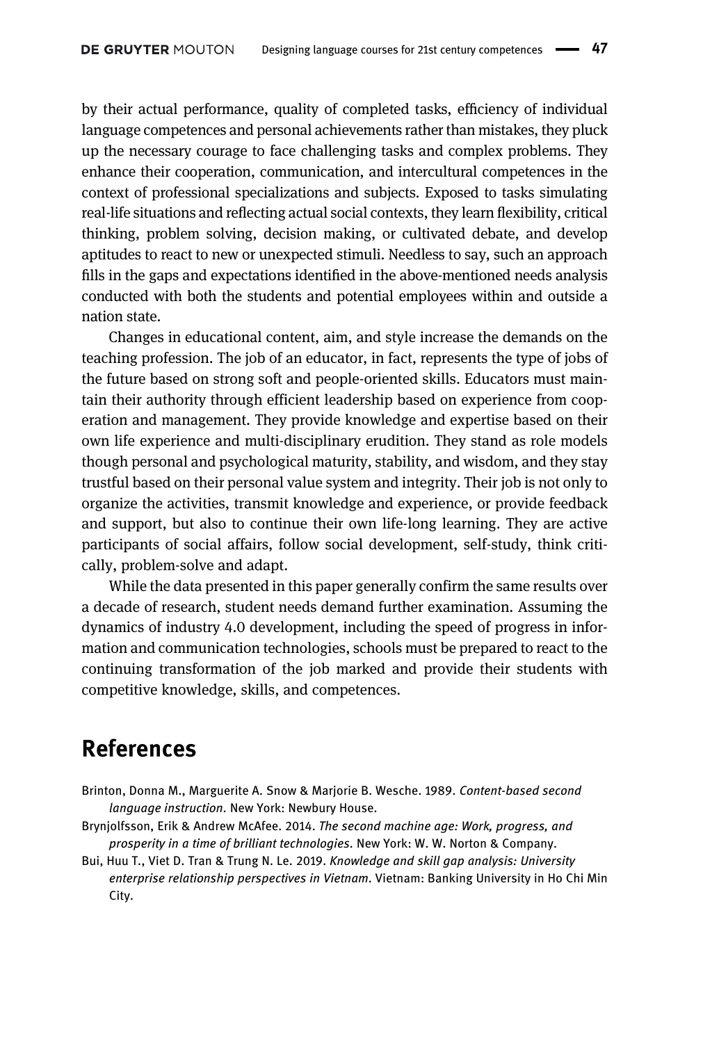by their actual performance, quality of completed tasks, efficiency of individual language competences and personal achievements rather than mistakes, they pluck up the necessary courage to face challenging tasks and complex problems. They enhance their cooperation, communication, and intercultural competences in the context of professional specializations and subjects. Exposed to tasks simulating real-life situations and reflecting actual social contexts, they learn flexibility, critical thinking, problem solving, decision making, or cultivated debate, and develop aptitudes to react to new or unexpected stimuli. Needless to say, such an approach fills in the gaps and expectations identified in the above-mentioned needs analysis conducted with both the students and potential employees within and outside a nation state.

Changes in educational content, aim, and style increase the demands on the teaching profession. The job of an educator, in fact, represents the type of jobs of the future based on strong soft and people-oriented skills. Educators must maintain their authority through efficient leadership based on experience from cooperation and management. They provide knowledge and expertise based on their own life experience and multi-disciplinary erudition. They stand as role models though personal and psychological maturity, stability, and wisdom, and they stay trustful based on their personal value system and integrity. Their job is not only to organize the activities, transmit knowledge and experience, or provide feedback and support, but also to continue their own life-long learning. They are active participants of social affairs, follow social development, self-study, think critically, problem-solve and adapt.

While the data presented in this paper generally confirm the same results over a decade of research, student needs demand further examination. Assuming the dynamics of industry 4.0 development, including the speed of progress in information and communication technologies, schools must be prepared to react to the continuing transformation of the job marked and provide their students with competitive knowledge, skills, and competences.

# References

Brinton, Donna M., Marguerite A. Snow & Marjorie B. Wesche. 1989. *Content-based second language instruction*. New York: Newbury House.

Brynjolfsson, Erik & Andrew McAfee. 2014. *The second machine age: Work, progress, and prosperity in a time of brilliant technologies*. New York: W. W. Norton & Company.

Bui, Huu T., Viet D. Tran & Trung N. Le. 2019. *Knowledge and skill gap analysis: University enterprise relationship perspectives in Vietnam*. Vietnam: Banking University in Ho Chi Min City.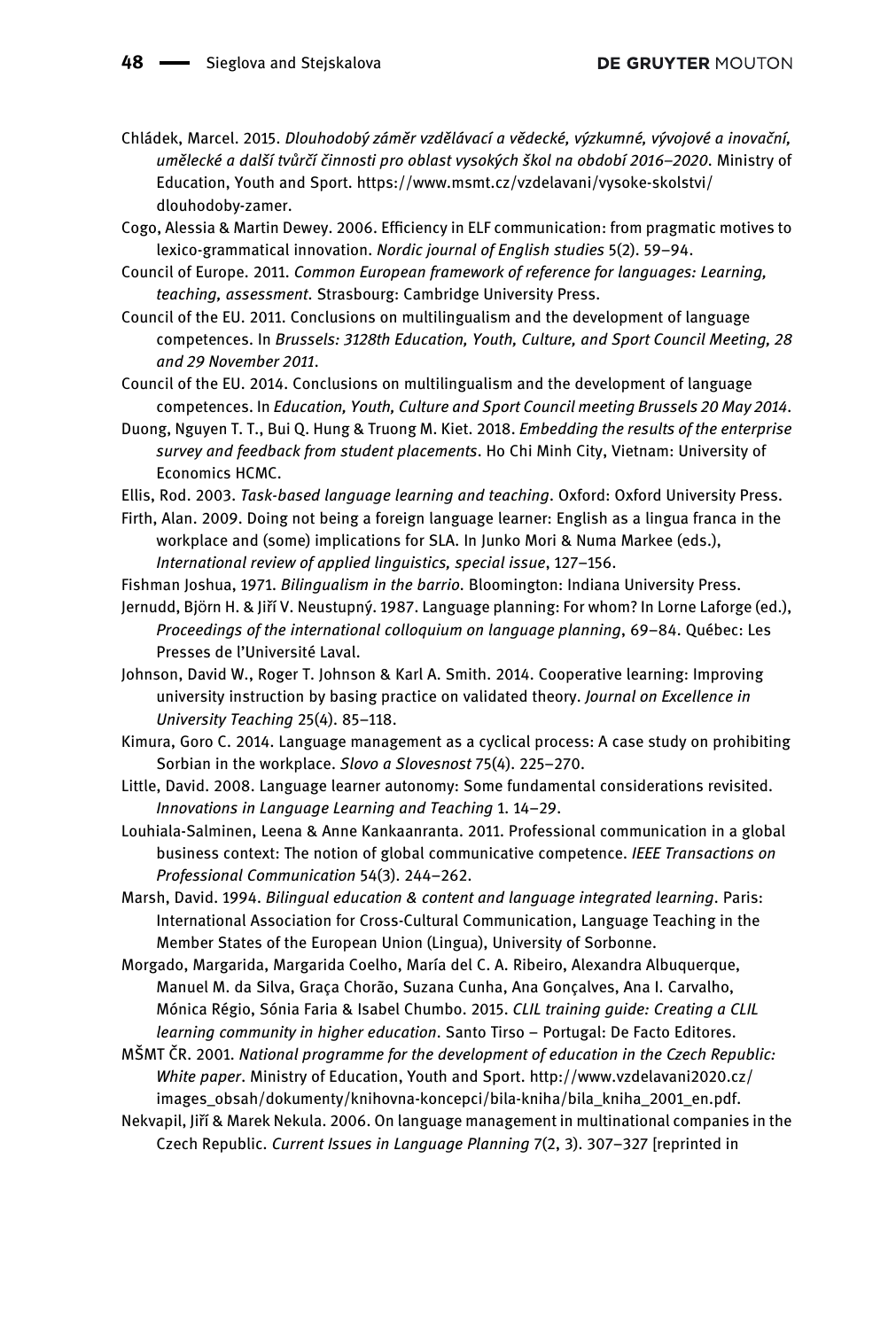Chládek, Marcel. 2015. *Dlouhodobý záměr vzdělávací a vědecké, výzkumné, vývojové a inovační, umělecké a další tvůrčí činnosti pro oblast vysokých škol na období 2016–2020*. Ministry of Education, Youth and Sport. https://www.msmt.cz/vzdelavani/vysoke-skolstvi/dlouhodoby-zamer.

Cogo, Alessia & Martin Dewey. 2006. Efficiency in ELF communication: from pragmatic motives to lexico-grammatical innovation. *Nordic journal of English studies* 5(2). 59–94.

Council of Europe. 2011. *Common European framework of reference for languages: Learning, teaching, assessment*. Strasbourg: Cambridge University Press.

Council of the EU. 2011. Conclusions on multilingualism and the development of language competences. In *Brussels: 3128th Education, Youth, Culture, and Sport Council Meeting, 28 and 29 November 2011*.

Council of the EU. 2014. Conclusions on multilingualism and the development of language competences. In *Education, Youth, Culture and Sport Council meeting Brussels 20 May 2014*.

Duong, Nguyen T. T., Bui Q. Hung & Truong M. Kiet. 2018. *Embedding the results of the enterprise survey and feedback from student placements*. Ho Chi Minh City, Vietnam: University of Economics HCMC.

Ellis, Rod. 2003. *Task-based language learning and teaching*. Oxford: Oxford University Press.

Firth, Alan. 2009. Doing not being a foreign language learner: English as a lingua franca in the workplace and (some) implications for SLA. In Junko Mori & Numa Markee (eds.), *International review of applied linguistics, special issue*, 127–156.

Fishman Joshua, 1971. *Bilingualism in the barrio*. Bloomington: Indiana University Press.

Jernudd, Björn H. & Jiří V. Neustupný. 1987. Language planning: For whom? In Lorne Laforge (ed.), *Proceedings of the international colloquium on language planning*, 69–84. Québec: Les Presses de l'Université Laval.

Johnson, David W., Roger T. Johnson & Karl A. Smith. 2014. Cooperative learning: Improving university instruction by basing practice on validated theory. *Journal on Excellence in University Teaching* 25(4). 85–118.

Kimura, Goro C. 2014. Language management as a cyclical process: A case study on prohibiting Sorbian in the workplace. *Slovo a Slovesnost* 75(4). 225–270.

Little, David. 2008. Language learner autonomy: Some fundamental considerations revisited. *Innovations in Language Learning and Teaching* 1. 14–29.

Louhiala-Salminen, Leena & Anne Kankaanranta. 2011. Professional communication in a global business context: The notion of global communicative competence. *IEEE Transactions on Professional Communication* 54(3). 244–262.

Marsh, David. 1994. *Bilingual education & content and language integrated learning*. Paris: International Association for Cross-Cultural Communication, Language Teaching in the Member States of the European Union (Lingua), University of Sorbonne.

Morgado, Margarida, Margarida Coelho, María del C. A. Ribeiro, Alexandra Albuquerque, Manuel M. da Silva, Graça Chorão, Suzana Cunha, Ana Gonçalves, Ana I. Carvalho, Mónica Régio, Sónia Faria & Isabel Chumbo. 2015. *CLIL training guide: Creating a CLIL learning community in higher education*. Santo Tirso – Portugal: De Facto Editores.

MŠMT ČR. 2001. *National programme for the development of education in the Czech Republic: White paper*. Ministry of Education, Youth and Sport. http://www.vzdelavani2020.cz/images_obsah/dokumenty/knihovna-koncepci/bila-kniha/bila_kniha_2001_en.pdf.

Nekvapil, Jiří & Marek Nekula. 2006. On language management in multinational companies in the Czech Republic. *Current Issues in Language Planning* 7(2, 3). 307–327 [reprinted in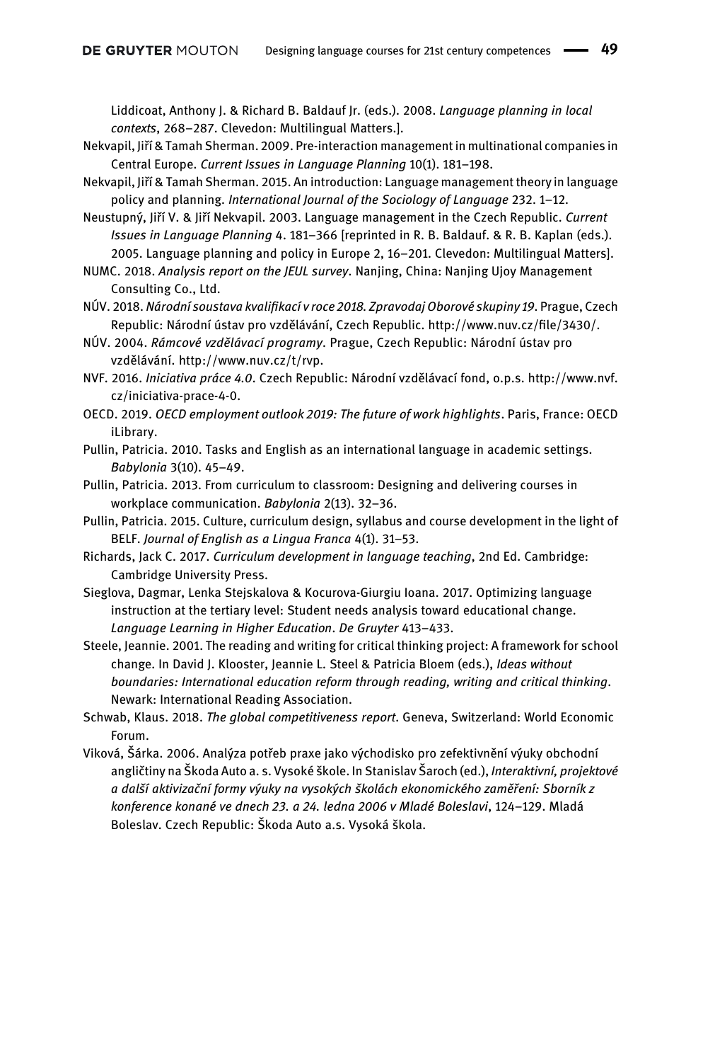Liddicoat, Anthony J. & Richard B. Baldauf Jr. (eds.). 2008. *Language planning in local contexts*, 268–287. Clevedon: Multilingual Matters.].

Nekvapil, Jiří & Tamah Sherman. 2009. Pre-interaction management in multinational companies in Central Europe. *Current Issues in Language Planning* 10(1). 181–198.

Nekvapil, Jiří & Tamah Sherman. 2015. An introduction: Language management theory in language policy and planning. *International Journal of the Sociology of Language* 232. 1–12.

Neustupný, Jiří V. & Jiří Nekvapil. 2003. Language management in the Czech Republic. *Current Issues in Language Planning* 4. 181–366 [reprinted in R. B. Baldauf. & R. B. Kaplan (eds.). 2005. Language planning and policy in Europe 2, 16–201. Clevedon: Multilingual Matters].

NUMC. 2018. *Analysis report on the JEUL survey*. Nanjing, China: Nanjing Ujoy Management Consulting Co., Ltd.

NÚV. 2018. *Národní soustava kvalifikací v roce 2018. Zpravodaj Oborové skupiny 19*. Prague, Czech Republic: Národní ústav pro vzdělávání, Czech Republic. http://www.nuv.cz/file/3430/.

NÚV. 2004. *Rámcové vzdělávací programy*. Prague, Czech Republic: Národní ústav pro vzdělávání. http://www.nuv.cz/t/rvp.

NVF. 2016. *Iniciativa práce 4.0*. Czech Republic: Národní vzdělávací fond, o.p.s. http://www.nvf.cz/iniciativa-prace-4-0.

OECD. 2019. *OECD employment outlook 2019: The future of work highlights*. Paris, France: OECD iLibrary.

Pullin, Patricia. 2010. Tasks and English as an international language in academic settings. *Babylonia* 3(10). 45–49.

Pullin, Patricia. 2013. From curriculum to classroom: Designing and delivering courses in workplace communication. *Babylonia* 2(13). 32–36.

Pullin, Patricia. 2015. Culture, curriculum design, syllabus and course development in the light of BELF. *Journal of English as a Lingua Franca* 4(1). 31–53.

Richards, Jack C. 2017. *Curriculum development in language teaching*, 2nd Ed. Cambridge: Cambridge University Press.

Sieglova, Dagmar, Lenka Stejskalova & Kocurova-Giurgiu Ioana. 2017. Optimizing language instruction at the tertiary level: Student needs analysis toward educational change. *Language Learning in Higher Education*. *De Gruyter* 413–433.

Steele, Jeannie. 2001. The reading and writing for critical thinking project: A framework for school change. In David J. Klooster, Jeannie L. Steel & Patricia Bloem (eds.), *Ideas without boundaries: International education reform through reading, writing and critical thinking*. Newark: International Reading Association.

Schwab, Klaus. 2018. *The global competitiveness report*. Geneva, Switzerland: World Economic Forum.

Viková, Šárka. 2006. Analýza potřeb praxe jako východisko pro zefektivnění výuky obchodní angličtiny na Škoda Auto a. s. Vysoké škole. In Stanislav Šaroch (ed.), *Interaktivní, projektové a další aktivizační formy výuky na vysokých školách ekonomického zaměření: Sborník z konference konané ve dnech 23. a 24. ledna 2006 v Mladé Boleslavi*, 124–129. Mladá Boleslav. Czech Republic: Škoda Auto a.s. Vysoká škola.